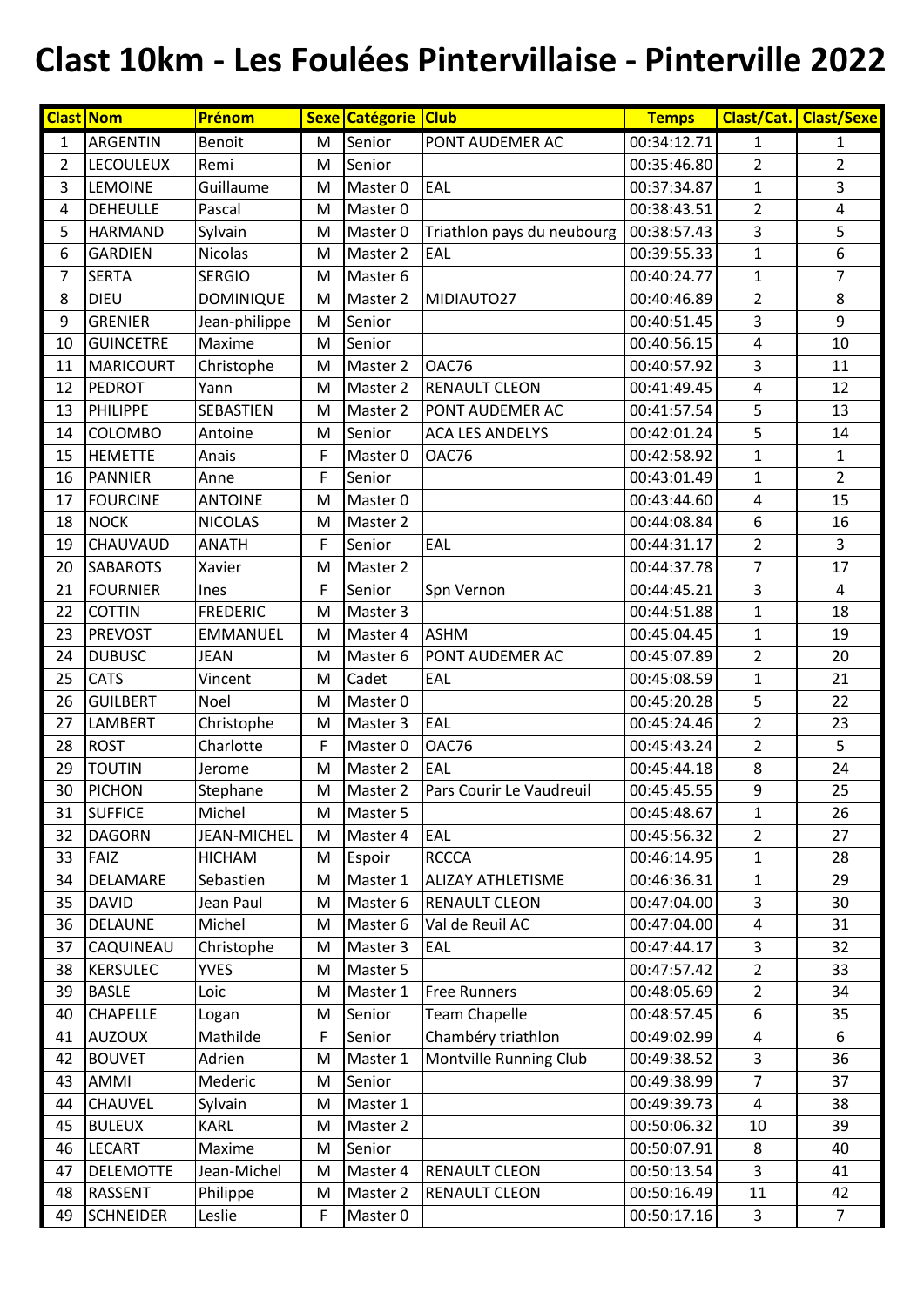# Clast 10km - Les Foulées Pintervillaise - Pinterville 2022

| Clast | Nom | Prénom | Sexe | Catégorie | Club | Temps | Clast/Cat. | Clast/Sexe |
|---|---|---|---|---|---|---|---|---|
| 1 | ARGENTIN | Benoit | M | Senior | PONT AUDEMER AC | 00:34:12.71 | 1 | 1 |
| 2 | LECOULEUX | Remi | M | Senior | | 00:35:46.80 | 2 | 2 |
| 3 | LEMOINE | Guillaume | M | Master 0 | EAL | 00:37:34.87 | 1 | 3 |
| 4 | DEHEULLE | Pascal | M | Master 0 | | 00:38:43.51 | 2 | 4 |
| 5 | HARMAND | Sylvain | M | Master 0 | Triathlon pays du neubourg | 00:38:57.43 | 3 | 5 |
| 6 | GARDIEN | Nicolas | M | Master 2 | EAL | 00:39:55.33 | 1 | 6 |
| 7 | SERTA | SERGIO | M | Master 6 | | 00:40:24.77 | 1 | 7 |
| 8 | DIEU | DOMINIQUE | M | Master 2 | MIDIAUTO27 | 00:40:46.89 | 2 | 8 |
| 9 | GRENIER | Jean-philippe | M | Senior | | 00:40:51.45 | 3 | 9 |
| 10 | GUINCETRE | Maxime | M | Senior | | 00:40:56.15 | 4 | 10 |
| 11 | MARICOURT | Christophe | M | Master 2 | OAC76 | 00:40:57.92 | 3 | 11 |
| 12 | PEDROT | Yann | M | Master 2 | RENAULT CLEON | 00:41:49.45 | 4 | 12 |
| 13 | PHILIPPE | SEBASTIEN | M | Master 2 | PONT AUDEMER AC | 00:41:57.54 | 5 | 13 |
| 14 | COLOMBO | Antoine | M | Senior | ACA LES ANDELYS | 00:42:01.24 | 5 | 14 |
| 15 | HEMETTE | Anais | F | Master 0 | OAC76 | 00:42:58.92 | 1 | 1 |
| 16 | PANNIER | Anne | F | Senior | | 00:43:01.49 | 1 | 2 |
| 17 | FOURCINE | ANTOINE | M | Master 0 | | 00:43:44.60 | 4 | 15 |
| 18 | NOCK | NICOLAS | M | Master 2 | | 00:44:08.84 | 6 | 16 |
| 19 | CHAUVAUD | ANATH | F | Senior | EAL | 00:44:31.17 | 2 | 3 |
| 20 | SABAROTS | Xavier | M | Master 2 | | 00:44:37.78 | 7 | 17 |
| 21 | FOURNIER | Ines | F | Senior | Spn Vernon | 00:44:45.21 | 3 | 4 |
| 22 | COTTIN | FREDERIC | M | Master 3 | | 00:44:51.88 | 1 | 18 |
| 23 | PREVOST | EMMANUEL | M | Master 4 | ASHM | 00:45:04.45 | 1 | 19 |
| 24 | DUBUSC | JEAN | M | Master 6 | PONT AUDEMER AC | 00:45:07.89 | 2 | 20 |
| 25 | CATS | Vincent | M | Cadet | EAL | 00:45:08.59 | 1 | 21 |
| 26 | GUILBERT | Noel | M | Master 0 | | 00:45:20.28 | 5 | 22 |
| 27 | LAMBERT | Christophe | M | Master 3 | EAL | 00:45:24.46 | 2 | 23 |
| 28 | ROST | Charlotte | F | Master 0 | OAC76 | 00:45:43.24 | 2 | 5 |
| 29 | TOUTIN | Jerome | M | Master 2 | EAL | 00:45:44.18 | 8 | 24 |
| 30 | PICHON | Stephane | M | Master 2 | Pars Courir Le Vaudreuil | 00:45:45.55 | 9 | 25 |
| 31 | SUFFICE | Michel | M | Master 5 | | 00:45:48.67 | 1 | 26 |
| 32 | DAGORN | JEAN-MICHEL | M | Master 4 | EAL | 00:45:56.32 | 2 | 27 |
| 33 | FAIZ | HICHAM | M | Espoir | RCCCA | 00:46:14.95 | 1 | 28 |
| 34 | DELAMARE | Sebastien | M | Master 1 | ALIZAY ATHLETISME | 00:46:36.31 | 1 | 29 |
| 35 | DAVID | Jean Paul | M | Master 6 | RENAULT CLEON | 00:47:04.00 | 3 | 30 |
| 36 | DELAUNE | Michel | M | Master 6 | Val de Reuil AC | 00:47:04.00 | 4 | 31 |
| 37 | CAQUINEAU | Christophe | M | Master 3 | EAL | 00:47:44.17 | 3 | 32 |
| 38 | KERSULEC | YVES | M | Master 5 | | 00:47:57.42 | 2 | 33 |
| 39 | BASLE | Loic | M | Master 1 | Free Runners | 00:48:05.69 | 2 | 34 |
| 40 | CHAPELLE | Logan | M | Senior | Team Chapelle | 00:48:57.45 | 6 | 35 |
| 41 | AUZOUX | Mathilde | F | Senior | Chambéry triathlon | 00:49:02.99 | 4 | 6 |
| 42 | BOUVET | Adrien | M | Master 1 | Montville Running Club | 00:49:38.52 | 3 | 36 |
| 43 | AMMI | Mederic | M | Senior | | 00:49:38.99 | 7 | 37 |
| 44 | CHAUVEL | Sylvain | M | Master 1 | | 00:49:39.73 | 4 | 38 |
| 45 | BULEUX | KARL | M | Master 2 | | 00:50:06.32 | 10 | 39 |
| 46 | LECART | Maxime | M | Senior | | 00:50:07.91 | 8 | 40 |
| 47 | DELEMOTTE | Jean-Michel | M | Master 4 | RENAULT CLEON | 00:50:13.54 | 3 | 41 |
| 48 | RASSENT | Philippe | M | Master 2 | RENAULT CLEON | 00:50:16.49 | 11 | 42 |
| 49 | SCHNEIDER | Leslie | F | Master 0 | | 00:50:17.16 | 3 | 7 |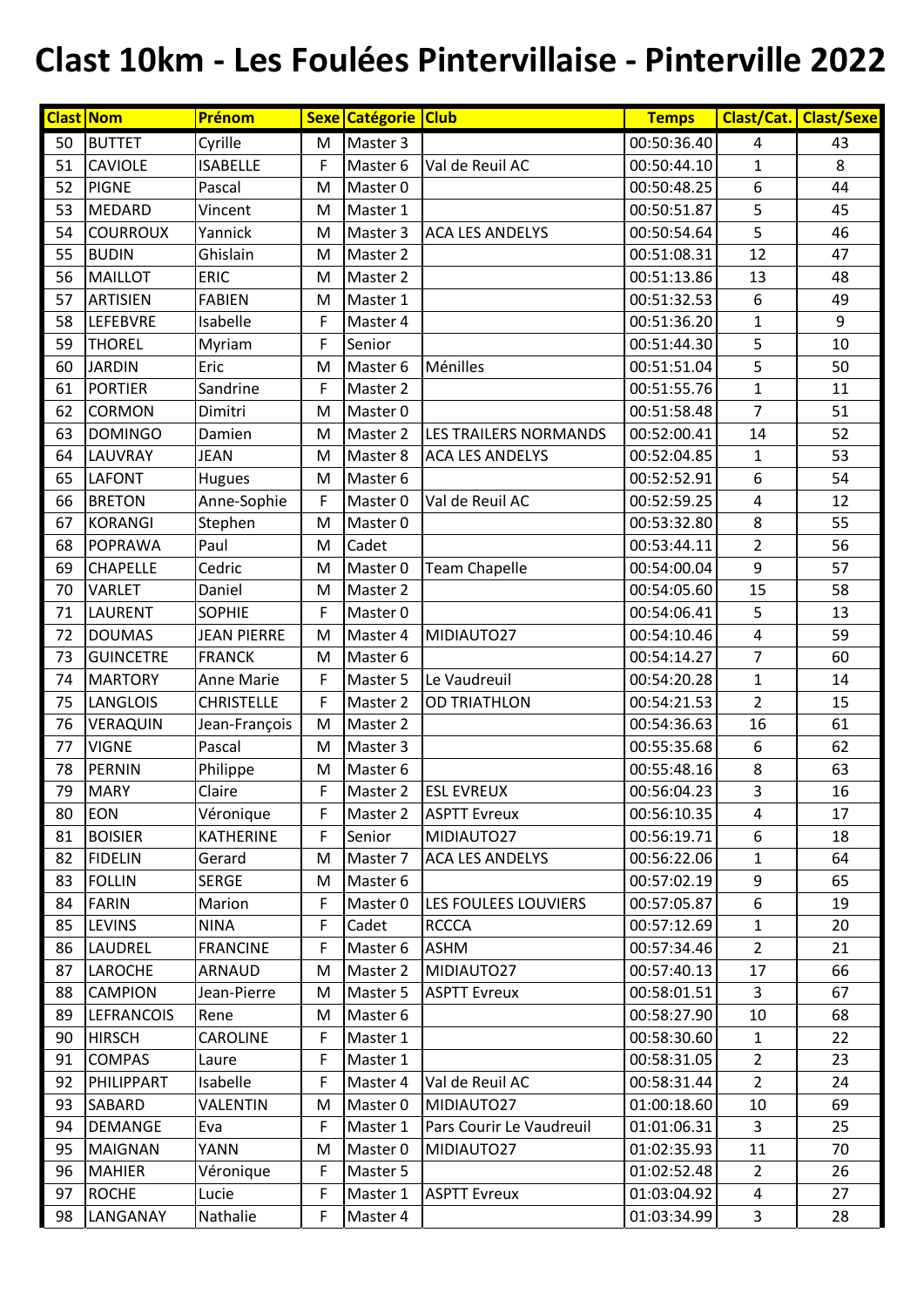# Clast 10km - Les Foulées Pintervillaise - Pinterville 2022

| Clast | Nom | Prénom | Sexe | Catégorie | Club | Temps | Clast/Cat. | Clast/Sexe |
|---|---|---|---|---|---|---|---|---|
| 50 | BUTTET | Cyrille | M | Master 3 | | 00:50:36.40 | 4 | 43 |
| 51 | CAVIOLE | ISABELLE | F | Master 6 | Val de Reuil AC | 00:50:44.10 | 1 | 8 |
| 52 | PIGNE | Pascal | M | Master 0 | | 00:50:48.25 | 6 | 44 |
| 53 | MEDARD | Vincent | M | Master 1 | | 00:50:51.87 | 5 | 45 |
| 54 | COURROUX | Yannick | M | Master 3 | ACA LES ANDELYS | 00:50:54.64 | 5 | 46 |
| 55 | BUDIN | Ghislain | M | Master 2 | | 00:51:08.31 | 12 | 47 |
| 56 | MAILLOT | ERIC | M | Master 2 | | 00:51:13.86 | 13 | 48 |
| 57 | ARTISIEN | FABIEN | M | Master 1 | | 00:51:32.53 | 6 | 49 |
| 58 | LEFEBVRE | Isabelle | F | Master 4 | | 00:51:36.20 | 1 | 9 |
| 59 | THOREL | Myriam | F | Senior | | 00:51:44.30 | 5 | 10 |
| 60 | JARDIN | Eric | M | Master 6 | Ménilles | 00:51:51.04 | 5 | 50 |
| 61 | PORTIER | Sandrine | F | Master 2 | | 00:51:55.76 | 1 | 11 |
| 62 | CORMON | Dimitri | M | Master 0 | | 00:51:58.48 | 7 | 51 |
| 63 | DOMINGO | Damien | M | Master 2 | LES TRAILERS NORMANDS | 00:52:00.41 | 14 | 52 |
| 64 | LAUVRAY | JEAN | M | Master 8 | ACA LES ANDELYS | 00:52:04.85 | 1 | 53 |
| 65 | LAFONT | Hugues | M | Master 6 | | 00:52:52.91 | 6 | 54 |
| 66 | BRETON | Anne-Sophie | F | Master 0 | Val de Reuil AC | 00:52:59.25 | 4 | 12 |
| 67 | KORANGI | Stephen | M | Master 0 | | 00:53:32.80 | 8 | 55 |
| 68 | POPRAWA | Paul | M | Cadet | | 00:53:44.11 | 2 | 56 |
| 69 | CHAPELLE | Cedric | M | Master 0 | Team Chapelle | 00:54:00.04 | 9 | 57 |
| 70 | VARLET | Daniel | M | Master 2 | | 00:54:05.60 | 15 | 58 |
| 71 | LAURENT | SOPHIE | F | Master 0 | | 00:54:06.41 | 5 | 13 |
| 72 | DOUMAS | JEAN PIERRE | M | Master 4 | MIDIAUTO27 | 00:54:10.46 | 4 | 59 |
| 73 | GUINCETRE | FRANCK | M | Master 6 | | 00:54:14.27 | 7 | 60 |
| 74 | MARTORY | Anne Marie | F | Master 5 | Le Vaudreuil | 00:54:20.28 | 1 | 14 |
| 75 | LANGLOIS | CHRISTELLE | F | Master 2 | OD TRIATHLON | 00:54:21.53 | 2 | 15 |
| 76 | VERAQUIN | Jean-François | M | Master 2 | | 00:54:36.63 | 16 | 61 |
| 77 | VIGNE | Pascal | M | Master 3 | | 00:55:35.68 | 6 | 62 |
| 78 | PERNIN | Philippe | M | Master 6 | | 00:55:48.16 | 8 | 63 |
| 79 | MARY | Claire | F | Master 2 | ESL EVREUX | 00:56:04.23 | 3 | 16 |
| 80 | EON | Véronique | F | Master 2 | ASPTT Evreux | 00:56:10.35 | 4 | 17 |
| 81 | BOISIER | KATHERINE | F | Senior | MIDIAUTO27 | 00:56:19.71 | 6 | 18 |
| 82 | FIDELIN | Gerard | M | Master 7 | ACA LES ANDELYS | 00:56:22.06 | 1 | 64 |
| 83 | FOLLIN | SERGE | M | Master 6 | | 00:57:02.19 | 9 | 65 |
| 84 | FARIN | Marion | F | Master 0 | LES FOULEES LOUVIERS | 00:57:05.87 | 6 | 19 |
| 85 | LEVINS | NINA | F | Cadet | RCCCA | 00:57:12.69 | 1 | 20 |
| 86 | LAUDREL | FRANCINE | F | Master 6 | ASHM | 00:57:34.46 | 2 | 21 |
| 87 | LAROCHE | ARNAUD | M | Master 2 | MIDIAUTO27 | 00:57:40.13 | 17 | 66 |
| 88 | CAMPION | Jean-Pierre | M | Master 5 | ASPTT Evreux | 00:58:01.51 | 3 | 67 |
| 89 | LEFRANCOIS | Rene | M | Master 6 | | 00:58:27.90 | 10 | 68 |
| 90 | HIRSCH | CAROLINE | F | Master 1 | | 00:58:30.60 | 1 | 22 |
| 91 | COMPAS | Laure | F | Master 1 | | 00:58:31.05 | 2 | 23 |
| 92 | PHILIPPART | Isabelle | F | Master 4 | Val de Reuil AC | 00:58:31.44 | 2 | 24 |
| 93 | SABARD | VALENTIN | M | Master 0 | MIDIAUTO27 | 01:00:18.60 | 10 | 69 |
| 94 | DEMANGE | Eva | F | Master 1 | Pars Courir Le Vaudreuil | 01:01:06.31 | 3 | 25 |
| 95 | MAIGNAN | YANN | M | Master 0 | MIDIAUTO27 | 01:02:35.93 | 11 | 70 |
| 96 | MAHIER | Véronique | F | Master 5 | | 01:02:52.48 | 2 | 26 |
| 97 | ROCHE | Lucie | F | Master 1 | ASPTT Evreux | 01:03:04.92 | 4 | 27 |
| 98 | LANGANAY | Nathalie | F | Master 4 | | 01:03:34.99 | 3 | 28 |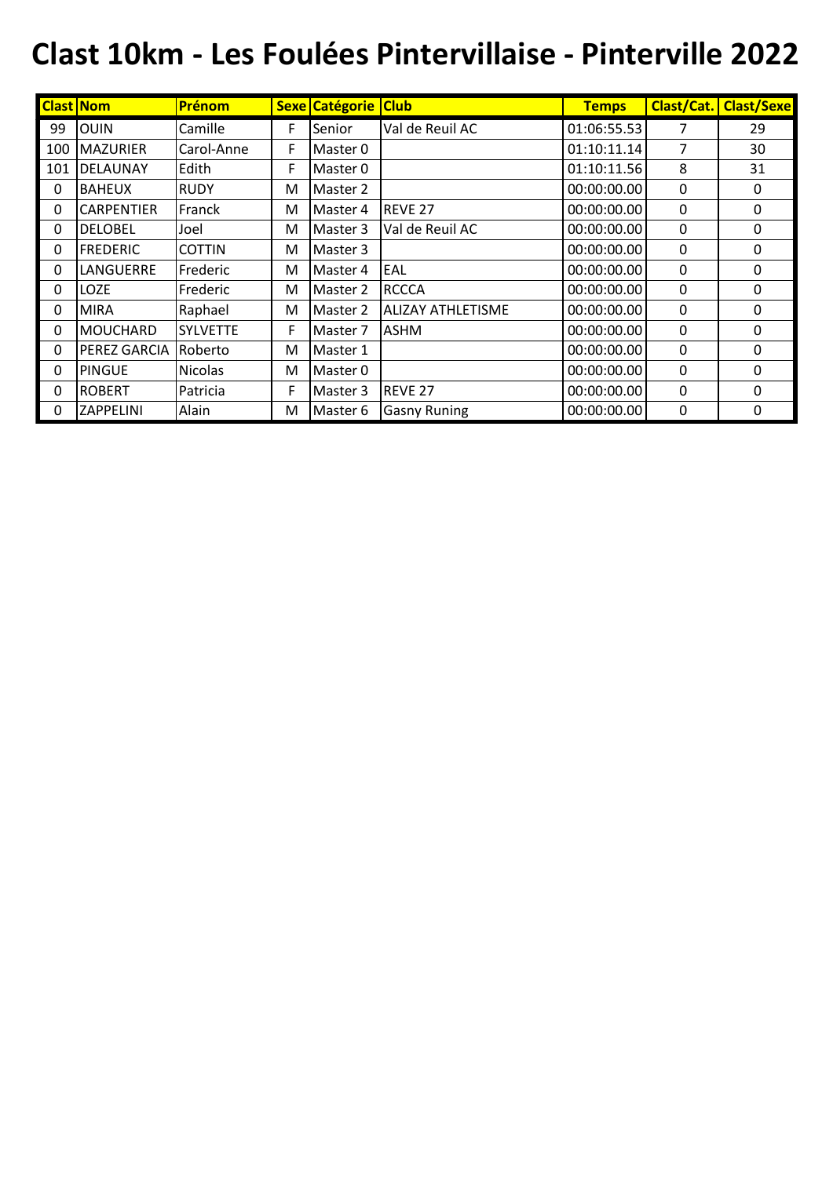# Clast 10km - Les Foulées Pintervillaise - Pinterville 2022

| Clast | Nom | Prénom | Sexe | Catégorie | Club | Temps | Clast/Cat. | Clast/Sexe |
|---|---|---|---|---|---|---|---|---|
| 99 | OUIN | Camille | F | Senior | Val de Reuil AC | 01:06:55.53 | 7 | 29 |
| 100 | MAZURIER | Carol-Anne | F | Master 0 | | 01:10:11.14 | 7 | 30 |
| 101 | DELAUNAY | Edith | F | Master 0 | | 01:10:11.56 | 8 | 31 |
| 0 | BAHEUX | RUDY | M | Master 2 | | 00:00:00.00 | 0 | 0 |
| 0 | CARPENTIER | Franck | M | Master 4 | REVE 27 | 00:00:00.00 | 0 | 0 |
| 0 | DELOBEL | Joel | M | Master 3 | Val de Reuil AC | 00:00:00.00 | 0 | 0 |
| 0 | FREDERIC | COTTIN | M | Master 3 | | 00:00:00.00 | 0 | 0 |
| 0 | LANGUERRE | Frederic | M | Master 4 | EAL | 00:00:00.00 | 0 | 0 |
| 0 | LOZE | Frederic | M | Master 2 | RCCCA | 00:00:00.00 | 0 | 0 |
| 0 | MIRA | Raphael | M | Master 2 | ALIZAY ATHLETISME | 00:00:00.00 | 0 | 0 |
| 0 | MOUCHARD | SYLVETTE | F | Master 7 | ASHM | 00:00:00.00 | 0 | 0 |
| 0 | PEREZ GARCIA | Roberto | M | Master 1 | | 00:00:00.00 | 0 | 0 |
| 0 | PINGUE | Nicolas | M | Master 0 | | 00:00:00.00 | 0 | 0 |
| 0 | ROBERT | Patricia | F | Master 3 | REVE 27 | 00:00:00.00 | 0 | 0 |
| 0 | ZAPPELINI | Alain | M | Master 6 | Gasny Runing | 00:00:00.00 | 0 | 0 |